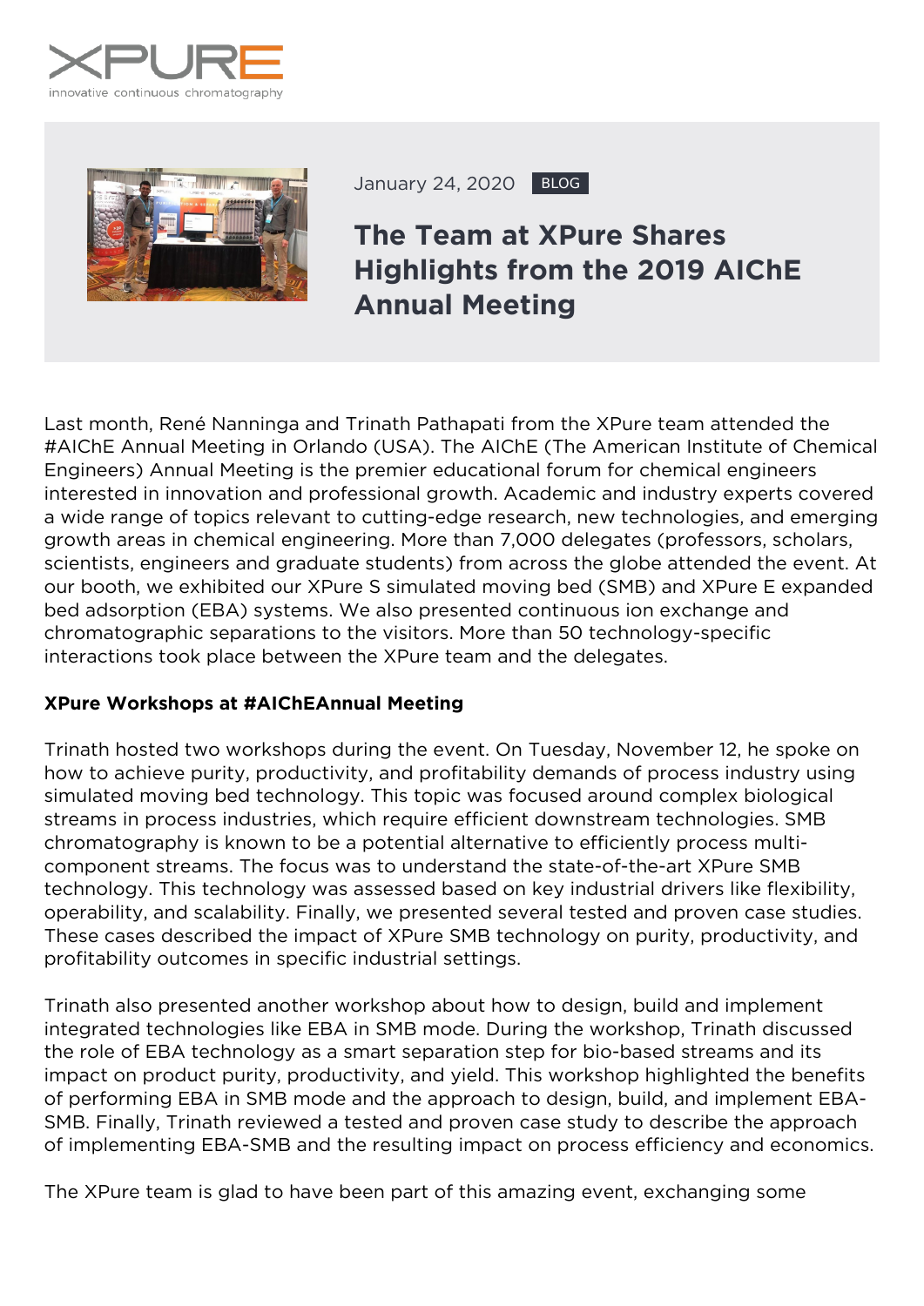XPURE
innovative continuous chromatography

January 24, 2020 BLOG

# The Team at XPure Shares Highlights from the 2019 AIChE Annual Meeting

Last month, René Nanninga and Trinath Pathapati from the XPure team attended the #AIChE Annual Meeting in Orlando (USA). The AIChE (The American Institute of Chemical Engineers) Annual Meeting is the premier educational forum for chemical engineers interested in innovation and professional growth. Academic and industry experts covered a wide range of topics relevant to cutting-edge research, new technologies, and emerging growth areas in chemical engineering. More than 7,000 delegates (professors, scholars, scientists, engineers and graduate students) from across the globe attended the event. At our booth, we exhibited our XPure S simulated moving bed (SMB) and XPure E expanded bed adsorption (EBA) systems. We also presented continuous ion exchange and chromatographic separations to the visitors. More than 50 technology-specific interactions took place between the XPure team and the delegates.

**XPure Workshops at #AIChEAnnual Meeting**

Trinath hosted two workshops during the event. On Tuesday, November 12, he spoke on how to achieve purity, productivity, and profitability demands of process industry using simulated moving bed technology. This topic was focused around complex biological streams in process industries, which require efficient downstream technologies. SMB chromatography is known to be a potential alternative to efficiently process multi-component streams. The focus was to understand the state-of-the-art XPure SMB technology. This technology was assessed based on key industrial drivers like flexibility, operability, and scalability. Finally, we presented several tested and proven case studies. These cases described the impact of XPure SMB technology on purity, productivity, and profitability outcomes in specific industrial settings.

Trinath also presented another workshop about how to design, build and implement integrated technologies like EBA in SMB mode. During the workshop, Trinath discussed the role of EBA technology as a smart separation step for bio-based streams and its impact on product purity, productivity, and yield. This workshop highlighted the benefits of performing EBA in SMB mode and the approach to design, build, and implement EBA-SMB. Finally, Trinath reviewed a tested and proven case study to describe the approach of implementing EBA-SMB and the resulting impact on process efficiency and economics.

The XPure team is glad to have been part of this amazing event, exchanging some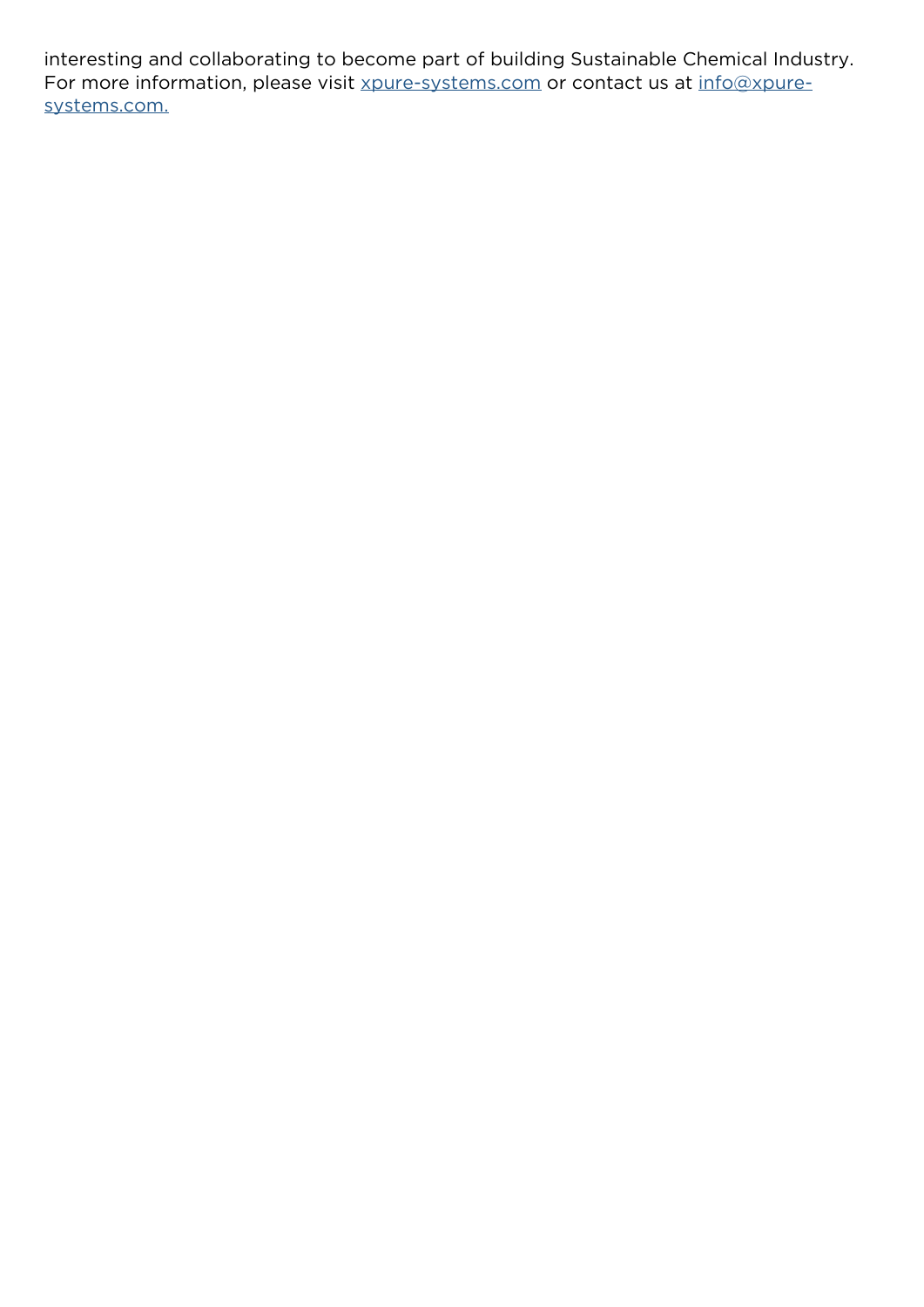interesting and collaborating to become part of building Sustainable Chemical Industry. For more information, please visit [xpure-systems.com](https://xpure-systems.com) or contact us at [info@xpure-systems.com.](mailto:info@xpure-systems.com)